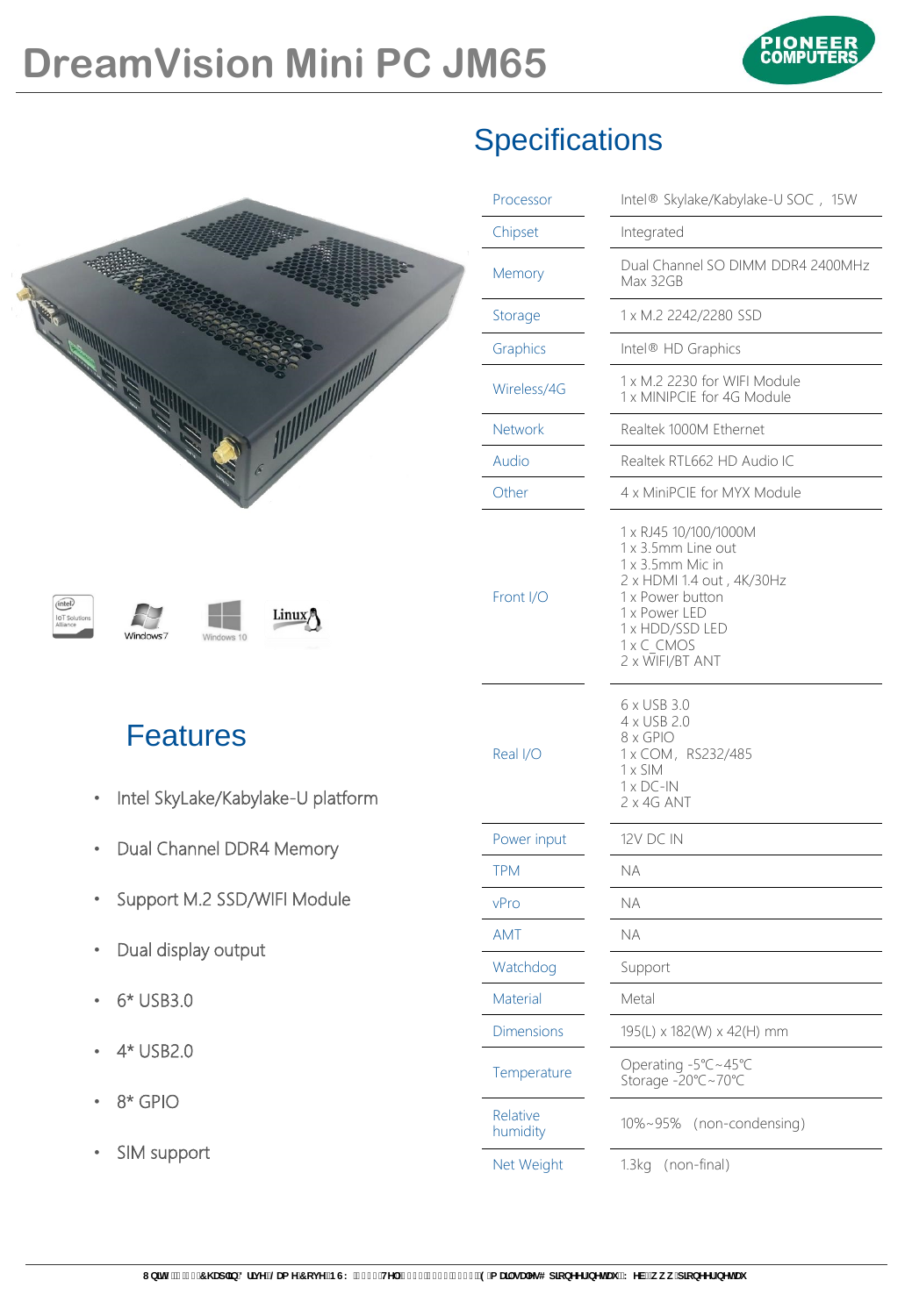# DreamVision Mini PC JM65

## Specifications

| Processor | Intel® Skylake/Kabylake-U SOC， 15W |
|---|---|
| Chipset | Integrated |
| Memory | Dual Channel SO DIMM DDR4 2400MHz<br>Max 32GB |
| Storage | 1 x M.2 2242/2280 SSD |
| Graphics | Intel® HD Graphics |
| Wireless/4G | 1 x M.2 2230 for WIFI Module<br>1 x MINIPCIE for 4G Module |
| Network | Realtek 1000M Ethernet |
| Audio | Realtek RTL662 HD Audio IC |
| Other | 4 x MiniPCIE for MYX Module |
| Front I/O | 1 x RJ45 10/100/1000M<br>1 x 3.5mm Line out<br>1 x 3.5mm Mic in<br>2 x HDMI 1.4 out , 4K/30Hz<br>1 x Power button<br>1 x Power LED<br>1 x HDD/SSD LED<br>1 x C_CMOS<br>2 x WIFI/BT ANT |
| Real I/O | 6 x USB 3.0<br>4 x USB 2.0<br>8 x GPIO<br>1 x COM，RS232/485<br>1 x SIM<br>1 x DC-IN<br>2 x 4G ANT |
| Power input | 12V DC IN |
| TPM | NA |
| vPro | NA |
| AMT | NA |
| Watchdog | Support |
| Material | Metal |
| Dimensions | 195(L) x 182(W) x 42(H) mm |
| Temperature | Operating -5℃~45℃<br>Storage -20℃~70℃ |
| Relative humidity | 10%~95% （non-condensing) |
| Net Weight | 1.3kg （non-final) |

## Features

- Intel SkyLake/Kabylake-U platform
- Dual Channel DDR4 Memory
- Support M.2 SSD/WIFI Module
- Dual display output
- 6* USB3.0
- 4* USB2.0
- 8* GPIO
- SIM support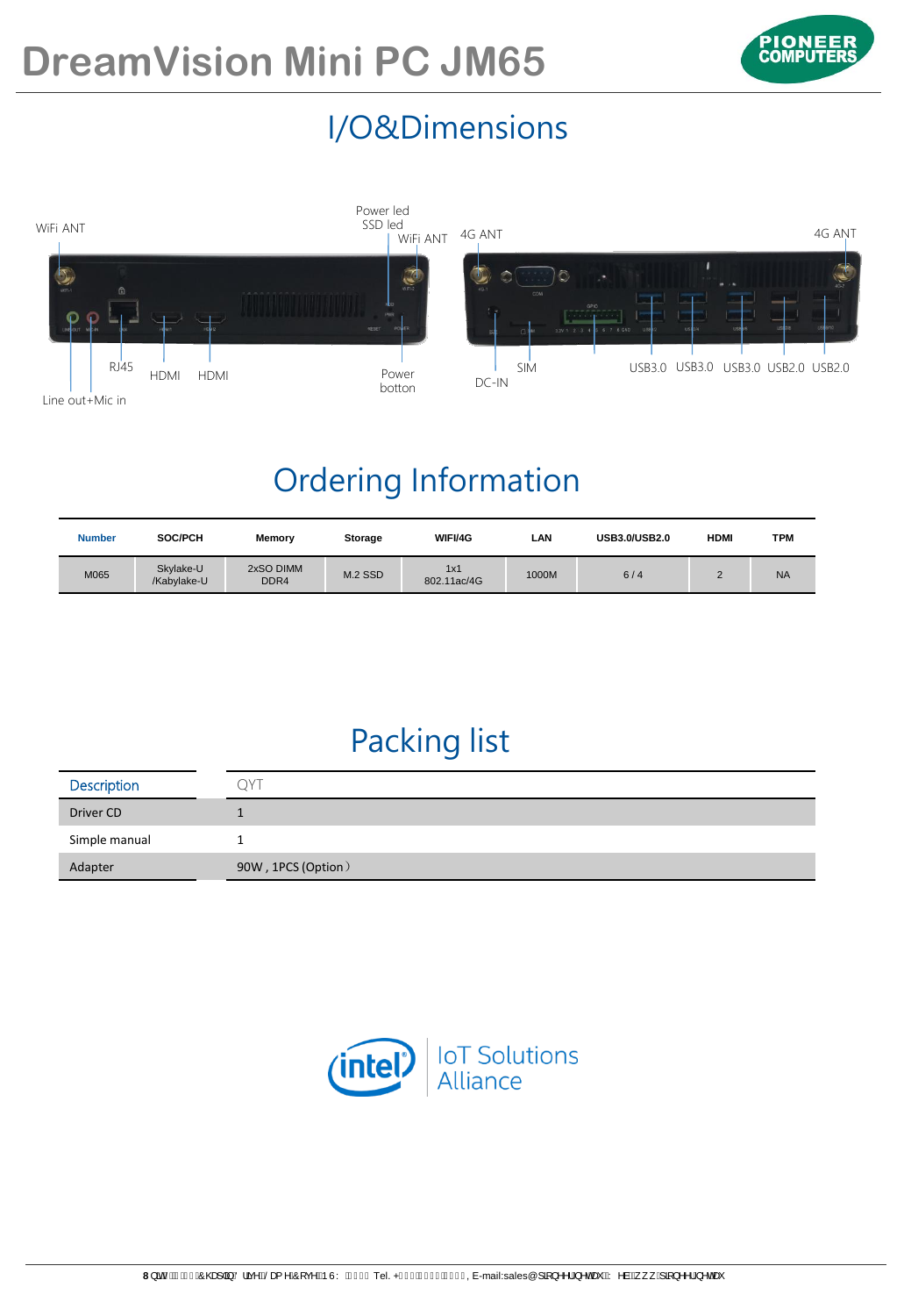# DreamVision Mini PC JM65

## I/O&Dimensions

WiFi ANT
Power led
SSD led
WiFi ANT
4G ANT
4G ANT
RJ45
HDMI
HDMI
Power botton
Line out+Mic in
DC-IN
SIM
USB3.0 USB3.0 USB3.0 USB2.0 USB2.0

## Ordering Information

| Number | SOC/PCH | Memory | Storage | WIFI/4G | LAN | USB3.0/USB2.0 | HDMI | TPM |
|---|---|---|---|---|---|---|---|---|
| M065 | Skylake-U /Kabylake-U | 2xSO DIMM DDR4 | M.2 SSD | 1x1 802.11ac/4G | 1000M | 6 / 4 | 2 | NA |

## Packing list

| Description | QYT |
|---|---|
| Driver CD | 1 |
| Simple manual | 1 |
| Adapter | 90W , 1PCS (Option） |

intel IoT Solutions Alliance